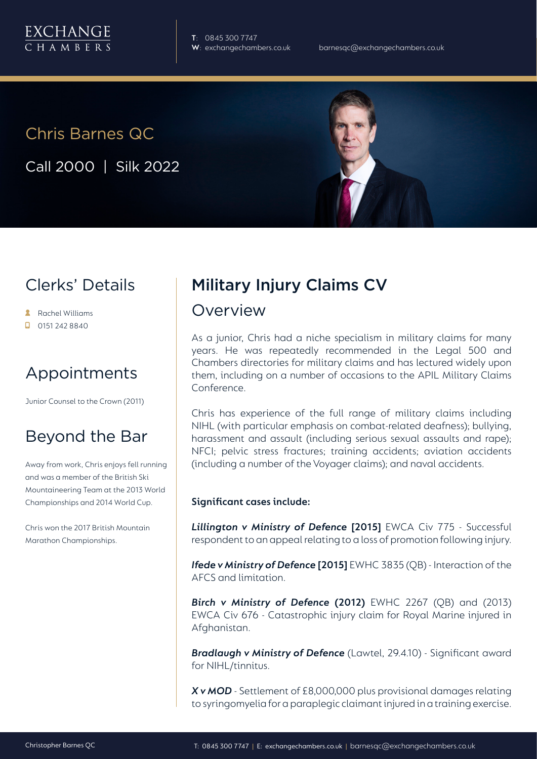EXCHANGE CHAMBERS

**T**: 0845 300 7747
**W**: exchangechambers.co.uk
barnesqc@exchangechambers.co.uk

# Chris Barnes QC

Call 2000 | Silk 2022

## Clerks' Details

- Rachel Williams
- 0151 242 8840

## Appointments

Junior Counsel to the Crown (2011)

## Beyond the Bar

Away from work, Chris enjoys fell running and was a member of the British Ski Mountaineering Team at the 2013 World Championships and 2014 World Cup.

Chris won the 2017 British Mountain Marathon Championships.

## Military Injury Claims CV

### Overview

As a junior, Chris had a niche specialism in military claims for many years. He was repeatedly recommended in the Legal 500 and Chambers directories for military claims and has lectured widely upon them, including on a number of occasions to the APIL Military Claims Conference.

Chris has experience of the full range of military claims including NIHL (with particular emphasis on combat-related deafness); bullying, harassment and assault (including serious sexual assaults and rape); NFCI; pelvic stress fractures; training accidents; aviation accidents (including a number of the Voyager claims); and naval accidents.

**Significant cases include:**

***Lillington v Ministry of Defence* [2015]** EWCA Civ 775 - Successful respondent to an appeal relating to a loss of promotion following injury.

***Ifede v Ministry of Defence* [2015]** EWHC 3835 (QB) - Interaction of the AFCS and limitation.

***Birch v Ministry of Defence* (2012)** EWHC 2267 (QB) and (2013) EWCA Civ 676 - Catastrophic injury claim for Royal Marine injured in Afghanistan.

***Bradlaugh v Ministry of Defence*** (Lawtel, 29.4.10) - Significant award for NIHL/tinnitus.

***X v MOD*** - Settlement of £8,000,000 plus provisional damages relating to syringomyelia for a paraplegic claimant injured in a training exercise.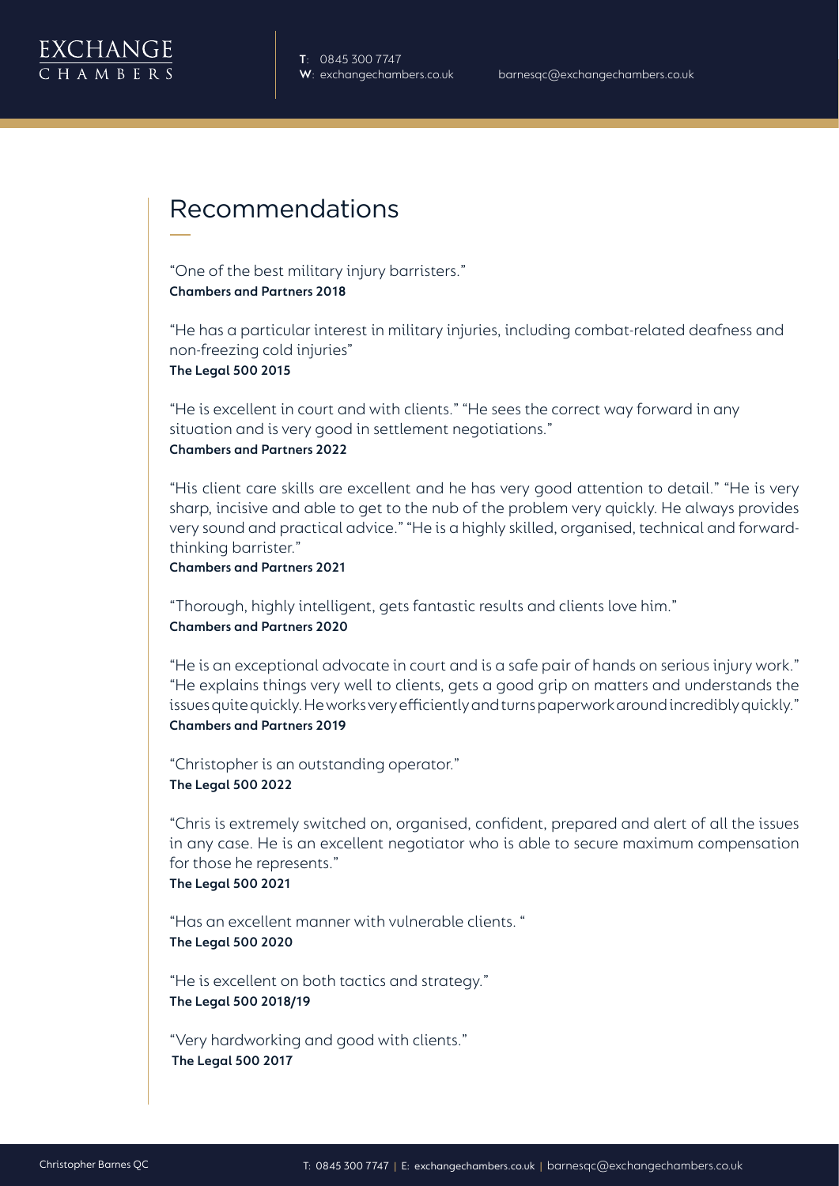## Recommendations

"One of the best military injury barristers."
**Chambers and Partners 2018**

"He has a particular interest in military injuries, including combat-related deafness and non-freezing cold injuries"
**The Legal 500 2015**

"He is excellent in court and with clients." "He sees the correct way forward in any situation and is very good in settlement negotiations."
**Chambers and Partners 2022**

"His client care skills are excellent and he has very good attention to detail." "He is very sharp, incisive and able to get to the nub of the problem very quickly. He always provides very sound and practical advice." "He is a highly skilled, organised, technical and forward-thinking barrister."
**Chambers and Partners 2021**

"Thorough, highly intelligent, gets fantastic results and clients love him."
**Chambers and Partners 2020**

"He is an exceptional advocate in court and is a safe pair of hands on serious injury work." "He explains things very well to clients, gets a good grip on matters and understands the issues quite quickly. He works very efficiently and turns paperwork around incredibly quickly."
**Chambers and Partners 2019**

"Christopher is an outstanding operator."
**The Legal 500 2022**

"Chris is extremely switched on, organised, confident, prepared and alert of all the issues in any case. He is an excellent negotiator who is able to secure maximum compensation for those he represents."
**The Legal 500 2021**

"Has an excellent manner with vulnerable clients. "
**The Legal 500 2020**

"He is excellent on both tactics and strategy."
**The Legal 500 2018/19**

"Very hardworking and good with clients."
**The Legal 500 2017**